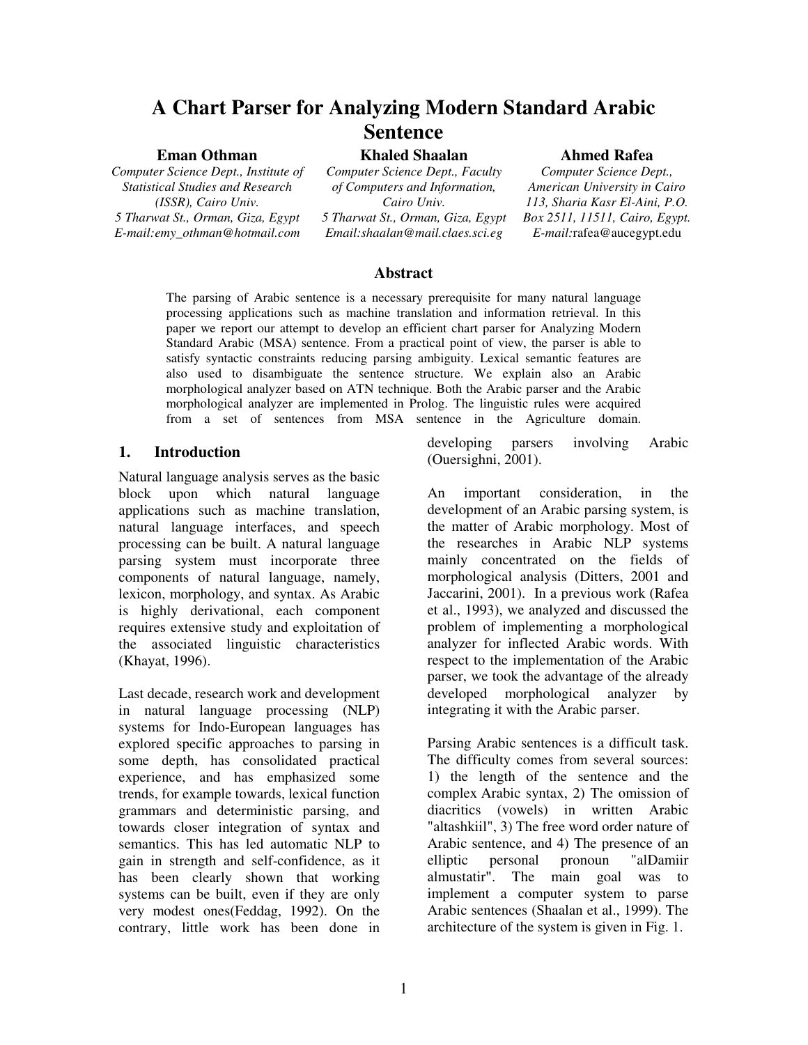# A Chart Parser for Analyzing Modern Standard Arabic Sentence

**Eman Othman**
*Computer Science Dept., Institute of Statistical Studies and Research (ISSR), Cairo Univ.*
*5 Tharwat St., Orman, Giza, Egypt*
*E-mail:emy_othman@hotmail.com*

**Khaled Shaalan**
*Computer Science Dept., Faculty of Computers and Information, Cairo Univ.*
*5 Tharwat St., Orman, Giza, Egypt*
*Email:shaalan@mail.claes.sci.eg*

**Ahmed Rafea**
*Computer Science Dept., American University in Cairo*
*113, Sharia Kasr El-Aini, P.O. Box 2511, 11511, Cairo, Egypt.*
*E-mail:*rafea@aucegypt.edu

## Abstract

The parsing of Arabic sentence is a necessary prerequisite for many natural language processing applications such as machine translation and information retrieval. In this paper we report our attempt to develop an efficient chart parser for Analyzing Modern Standard Arabic (MSA) sentence. From a practical point of view, the parser is able to satisfy syntactic constraints reducing parsing ambiguity. Lexical semantic features are also used to disambiguate the sentence structure. We explain also an Arabic morphological analyzer based on ATN technique. Both the Arabic parser and the Arabic morphological analyzer are implemented in Prolog. The linguistic rules were acquired from a set of sentences from MSA sentence in the Agriculture domain.

## 1. Introduction

Natural language analysis serves as the basic block upon which natural language applications such as machine translation, natural language interfaces, and speech processing can be built. A natural language parsing system must incorporate three components of natural language, namely, lexicon, morphology, and syntax. As Arabic is highly derivational, each component requires extensive study and exploitation of the associated linguistic characteristics (Khayat, 1996).

Last decade, research work and development in natural language processing (NLP) systems for Indo-European languages has explored specific approaches to parsing in some depth, has consolidated practical experience, and has emphasized some trends, for example towards, lexical function grammars and deterministic parsing, and towards closer integration of syntax and semantics. This has led automatic NLP to gain in strength and self-confidence, as it has been clearly shown that working systems can be built, even if they are only very modest ones(Feddag, 1992). On the contrary, little work has been done in developing parsers involving Arabic (Ouersighni, 2001).

An important consideration, in the development of an Arabic parsing system, is the matter of Arabic morphology. Most of the researches in Arabic NLP systems mainly concentrated on the fields of morphological analysis (Ditters, 2001 and Jaccarini, 2001). In a previous work (Rafea et al., 1993), we analyzed and discussed the problem of implementing a morphological analyzer for inflected Arabic words. With respect to the implementation of the Arabic parser, we took the advantage of the already developed morphological analyzer by integrating it with the Arabic parser.

Parsing Arabic sentences is a difficult task. The difficulty comes from several sources: 1) the length of the sentence and the complex Arabic syntax, 2) The omission of diacritics (vowels) in written Arabic "altashkiil", 3) The free word order nature of Arabic sentence, and 4) The presence of an elliptic personal pronoun "alDamiir almustatir". The main goal was to implement a computer system to parse Arabic sentences (Shaalan et al., 1999). The architecture of the system is given in Fig. 1.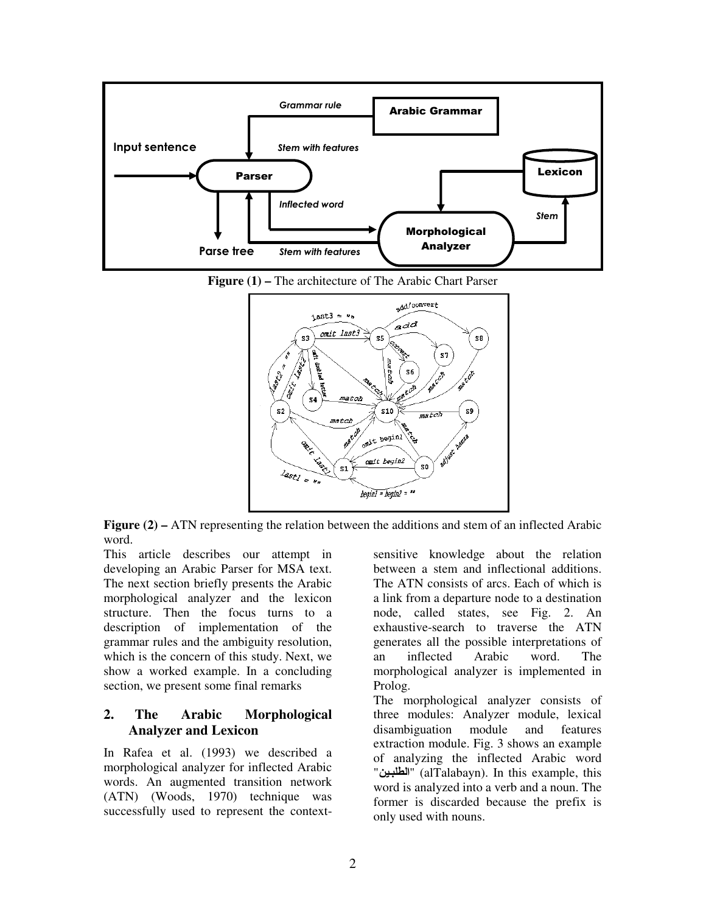**Figure (1) –** The architecture of The Arabic Chart Parser

**Figure (2) –** ATN representing the relation between the additions and stem of an inflected Arabic word.

This article describes our attempt in developing an Arabic Parser for MSA text. The next section briefly presents the Arabic morphological analyzer and the lexicon structure. Then the focus turns to a description of implementation of the grammar rules and the ambiguity resolution, which is the concern of this study. Next, we show a worked example. In a concluding section, we present some final remarks

## 2. The Arabic Morphological Analyzer and Lexicon

In Rafea et al. (1993) we described a morphological analyzer for inflected Arabic words. An augmented transition network (ATN) (Woods, 1970) technique was successfully used to represent the context-sensitive knowledge about the relation between a stem and inflectional additions. The ATN consists of arcs. Each of which is a link from a departure node to a destination node, called states, see Fig. 2. An exhaustive-search to traverse the ATN generates all the possible interpretations of an inflected Arabic word. The morphological analyzer is implemented in Prolog.

The morphological analyzer consists of three modules: Analyzer module, lexical disambiguation module and features extraction module. Fig. 3 shows an example of analyzing the inflected Arabic word "**الطلبين**" (alTalabayn). In this example, this word is analyzed into a verb and a noun. The former is discarded because the prefix is only used with nouns.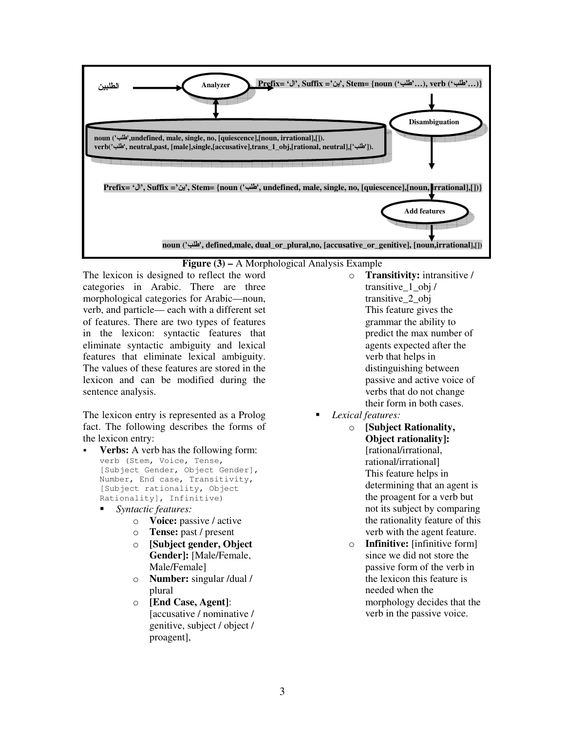```
الطلبين → Analyzer → Prefix= 'ال', Suffix ='ين', Stem= {noun ('طلب'…), verb ('طلب'…)}

noun ('طلب',undefined, male, single, no, [quiescence],[noun, irrational],[]).
verb('طلب', neutral,past, [male],single,[accusative],trans_1_obj,[rational, neutral],['طلب']).

Disambiguation

Prefix= 'ال', Suffix ='ين', Stem= {noun ('طلب', undefined, male, single, no, [quiescence],[noun, irrational],[])}

Add features

noun ('طلب', defined,male, dual_or_plural,no, [accusative_or_genitive], [noun,irrational],[])
```

**Figure (3) –** A Morphological Analysis Example

The lexicon is designed to reflect the word categories in Arabic. There are three morphological categories for Arabic—noun, verb, and particle— each with a different set of features. There are two types of features in the lexicon: syntactic features that eliminate syntactic ambiguity and lexical features that eliminate lexical ambiguity. The values of these features are stored in the lexicon and can be modified during the sentence analysis.

The lexicon entry is represented as a Prolog fact. The following describes the forms of the lexicon entry:

- **Verbs:** A verb has the following form:
  ```
  verb (Stem, Voice, Tense,
  [Subject Gender, Object Gender],
  Number, End case, Transitivity,
  [Subject rationality, Object
  Rationality], Infinitive)
  ```
  - *Syntactic features:*
    - **Voice:** passive / active
    - **Tense:** past / present
    - **[Subject gender, Object Gender]:** [Male/Female, Male/Female]
    - **Number:** singular /dual / plural
    - **[End Case, Agent]**: [accusative / nominative / genitive, subject / object / proagent],
    - **Transitivity:** intransitive / transitive_1_obj / transitive_2_obj
      This feature gives the grammar the ability to predict the max number of agents expected after the verb that helps in distinguishing between passive and active voice of verbs that do not change their form in both cases.
  - *Lexical features:*
    - **[Subject Rationality, Object rationality]:** [rational/irrational, rational/irrational]
      This feature helps in determining that an agent is the proagent for a verb but not its subject by comparing the rationality feature of this verb with the agent feature.
    - **Infinitive:** [infinitive form] since we did not store the passive form of the verb in the lexicon this feature is needed when the morphology decides that the verb in the passive voice.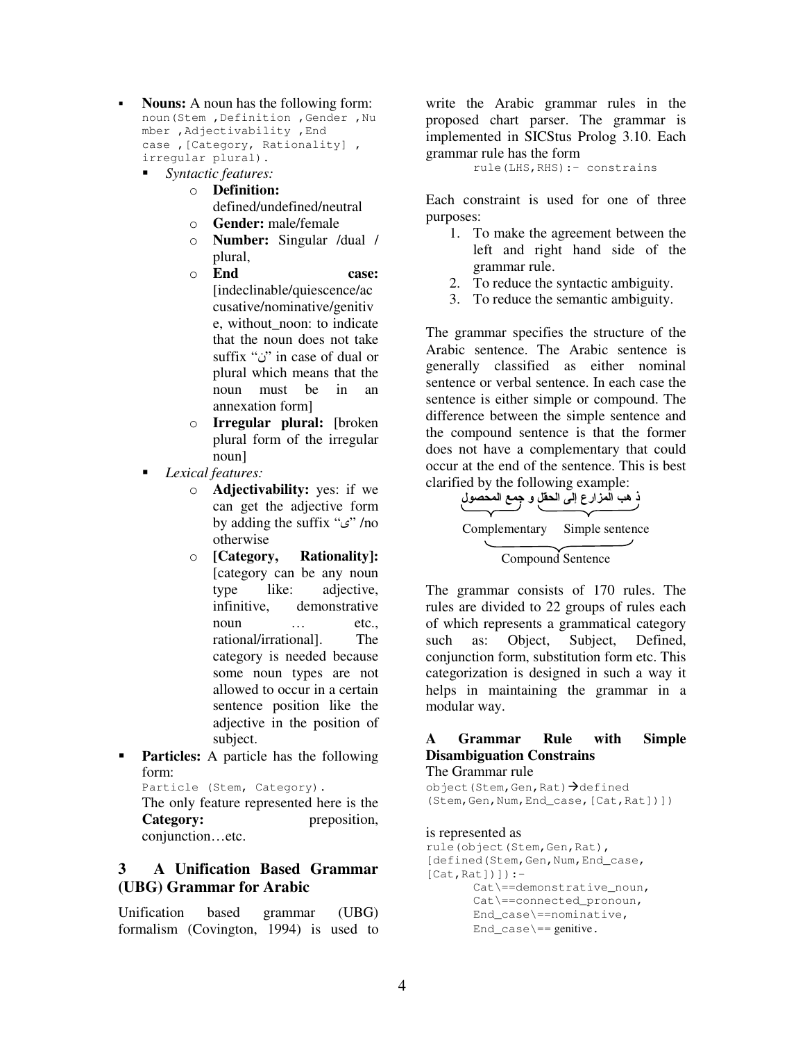- **Nouns:** A noun has the following form: `noun(Stem ,Definition ,Gender ,Number ,Adjectivability ,End case ,[Category, Rationality] , irregular plural).`
  - *Syntactic features:*
    - **Definition:** defined/undefined/neutral
    - **Gender:** male/female
    - **Number:** Singular /dual / plural,
    - **End case:** [indeclinable/quiescence/accusative/nominative/genitive, without_noon: to indicate that the noun does not take suffix "ن" in case of dual or plural which means that the noun must be in an annexation form]
    - **Irregular plural:** [broken plural form of the irregular noun]
  - *Lexical features:*
    - **Adjectivability:** yes: if we can get the adjective form by adding the suffix "ى" /no otherwise
    - **[Category, Rationality]:** [category can be any noun type like: adjective, infinitive, demonstrative noun … etc., rational/irrational]. The category is needed because some noun types are not allowed to occur in a certain sentence position like the adjective in the position of subject.
- **Particles:** A particle has the following form:
  `Particle (Stem, Category).`
  The only feature represented here is the **Category:** preposition, conjunction…etc.

## 3 A Unification Based Grammar (UBG) Grammar for Arabic

Unification based grammar (UBG) formalism (Covington, 1994) is used to write the Arabic grammar rules in the proposed chart parser. The grammar is implemented in SICStus Prolog 3.10. Each grammar rule has the form

```
rule(LHS,RHS):- constrains
```

Each constraint is used for one of three purposes:

1. To make the agreement between the left and right hand side of the grammar rule.
2. To reduce the syntactic ambiguity.
3. To reduce the semantic ambiguity.

The grammar specifies the structure of the Arabic sentence. The Arabic sentence is generally classified as either nominal sentence or verbal sentence. In each case the sentence is either simple or compound. The difference between the simple sentence and the compound sentence is that the former does not have a complementary that could occur at the end of the sentence. This is best clarified by the following example:

ذهب المزارع إلى الحقل و جمع المحصول

Complementary — Simple sentence

Compound Sentence

The grammar consists of 170 rules. The rules are divided to 22 groups of rules each of which represents a grammatical category such as: Object, Subject, Defined, conjunction form, substitution form etc. This categorization is designed in such a way it helps in maintaining the grammar in a modular way.

### A Grammar Rule with Simple Disambiguation Constrains

The Grammar rule

```
object(Stem,Gen,Rat)→defined
(Stem,Gen,Num,End_case,[Cat,Rat])])
```

is represented as

```
rule(object(Stem,Gen,Rat),
[defined(Stem,Gen,Num,End_case,
[Cat,Rat])]):-
      Cat\==demonstrative_noun,
      Cat\==connected_pronoun,
      End_case\==nominative,
      End_case\== genitive.
```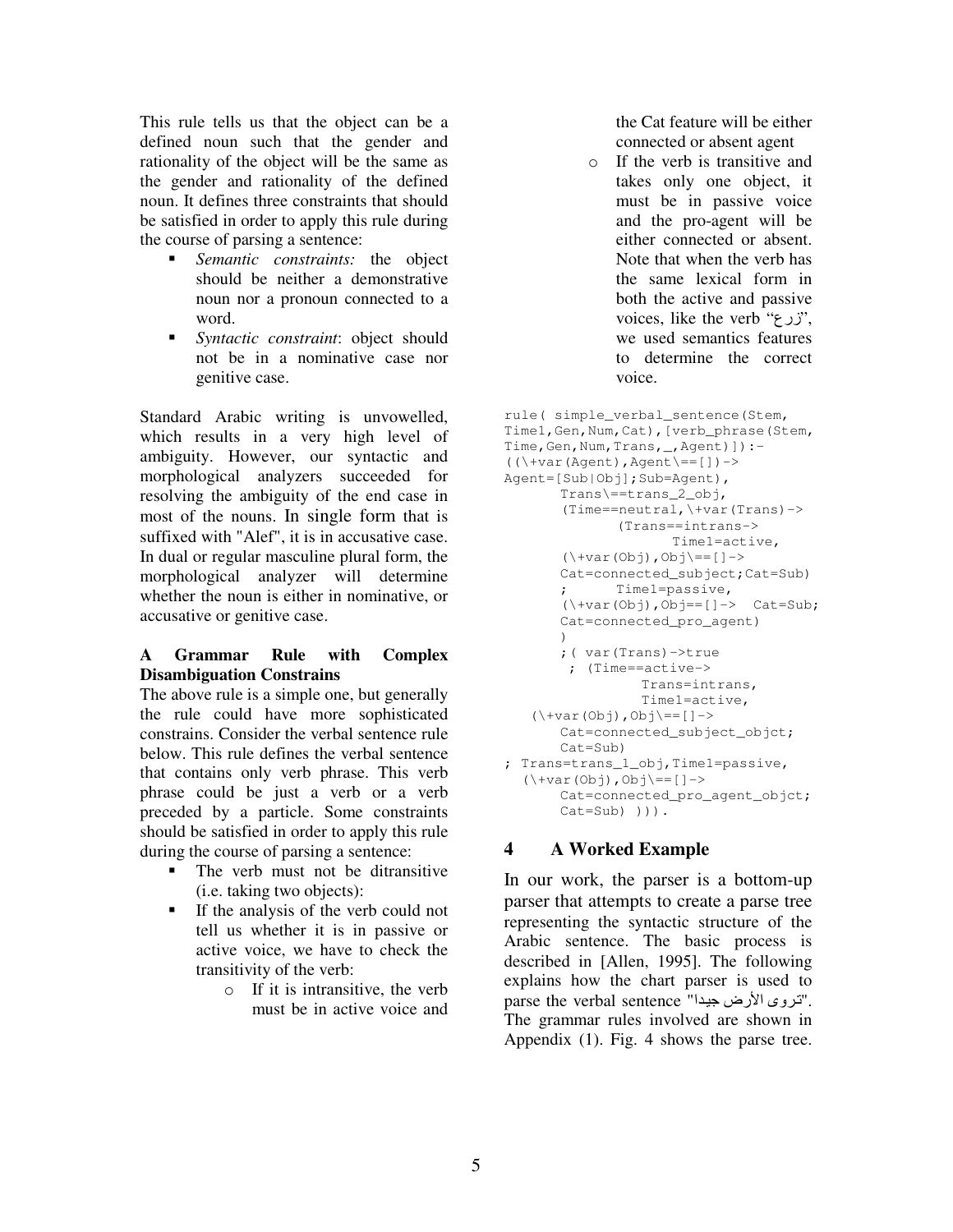This rule tells us that the object can be a defined noun such that the gender and rationality of the object will be the same as the gender and rationality of the defined noun. It defines three constraints that should be satisfied in order to apply this rule during the course of parsing a sentence:

- *Semantic constraints:* the object should be neither a demonstrative noun nor a pronoun connected to a word.
- *Syntactic constraint*: object should not be in a nominative case nor genitive case.

Standard Arabic writing is unvowelled, which results in a very high level of ambiguity. However, our syntactic and morphological analyzers succeeded for resolving the ambiguity of the end case in most of the nouns. In single form that is suffixed with "Alef", it is in accusative case. In dual or regular masculine plural form, the morphological analyzer will determine whether the noun is either in nominative, or accusative or genitive case.

**A Grammar Rule with Complex Disambiguation Constrains**

The above rule is a simple one, but generally the rule could have more sophisticated constrains. Consider the verbal sentence rule below. This rule defines the verbal sentence that contains only verb phrase. This verb phrase could be just a verb or a verb preceded by a particle. Some constraints should be satisfied in order to apply this rule during the course of parsing a sentence:

- The verb must not be ditransitive (i.e. taking two objects):
- If the analysis of the verb could not tell us whether it is in passive or active voice, we have to check the transitivity of the verb:
    - If it is intransitive, the verb must be in active voice and the Cat feature will be either connected or absent agent
    - If the verb is transitive and takes only one object, it must be in passive voice and the pro-agent will be either connected or absent. Note that when the verb has the same lexical form in both the active and passive voices, like the verb "زرع", we used semantics features to determine the correct voice.

```
rule( simple_verbal_sentence(Stem,
Time1,Gen,Num,Cat),[verb_phrase(Stem,
Time,Gen,Num,Trans,_,Agent)]):-
((\+var(Agent),Agent\==[])->
Agent=[Sub|Obj];Sub=Agent),
       Trans\==trans_2_obj,
       (Time==neutral,\+var(Trans)->
              (Trans==intrans->
                     Time1=active,
       (\+var(Obj),Obj\==[]->
       Cat=connected_subject;Cat=Sub)
       ;      Time1=passive,
       (\+var(Obj),Obj==[]->  Cat=Sub;
       Cat=connected_pro_agent)
       )
       ;( var(Trans)->true
        ; (Time==active->
                 Trans=intrans,
                 Time1=active,
    (\+var(Obj),Obj\==[]->
       Cat=connected_subject_objct;
       Cat=Sub)
; Trans=trans_1_obj,Time1=passive,
  (\+var(Obj),Obj\==[]->
       Cat=connected_pro_agent_objct;
       Cat=Sub) ))).
```

## 4 A Worked Example

In our work, the parser is a bottom-up parser that attempts to create a parse tree representing the syntactic structure of the Arabic sentence. The basic process is described in [Allen, 1995]. The following explains how the chart parser is used to parse the verbal sentence "تروى الأرض جيدا". The grammar rules involved are shown in Appendix (1). Fig. 4 shows the parse tree.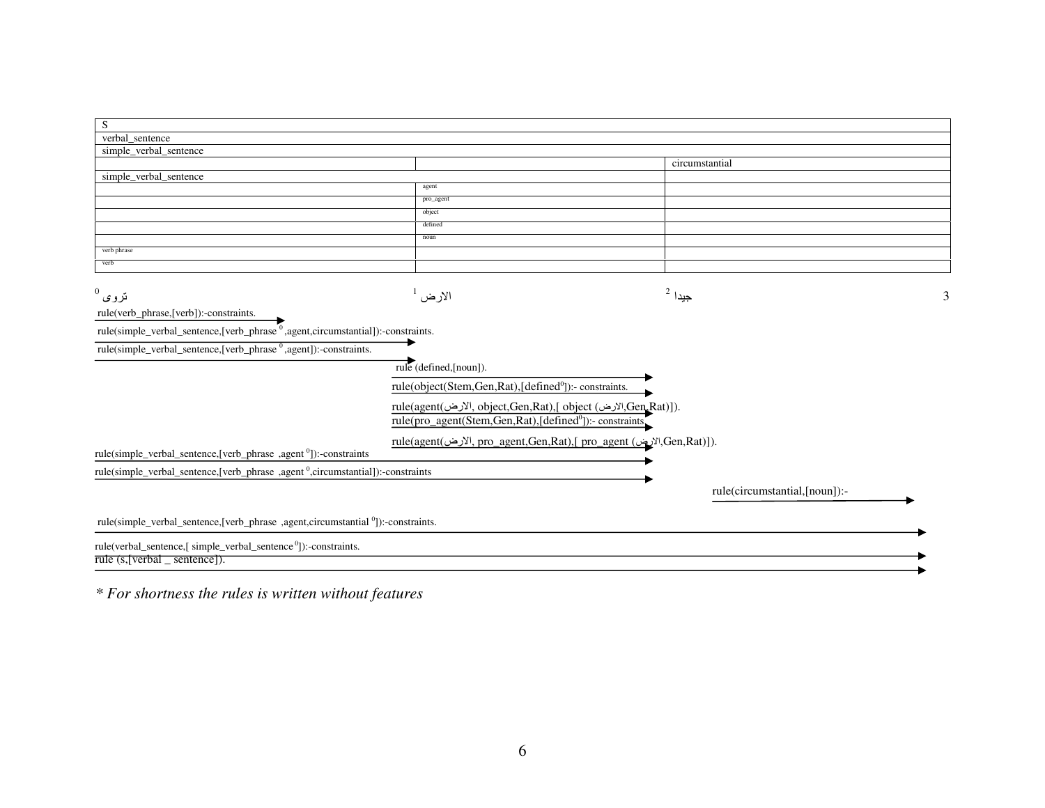| S | | |
|---|---|---|
| verbal_sentence | | |
| simple_verbal_sentence | | |
| | | circumstantial |
| simple_verbal_sentence | | |
| | agent | |
| | pro_agent | |
| | object | |
| | defined | |
| | noun | |
| verb phrase | | |
| verb | | |

0 تروى 1 الارض 2 جيدا 3

```
rule(verb_phrase,[verb]):-constraints.
rule(simple_verbal_sentence,[verb_phrase 0,agent,circumstantial]):-constraints.
rule(simple_verbal_sentence,[verb_phrase 0,agent]):-constraints.
rule (defined,[noun]).
rule(object(Stem,Gen,Rat),[defined0]):- constraints.
rule(agent(الارض, object,Gen,Rat),[ object (الارض,Gen,Rat)]).
rule(pro_agent(Stem,Gen,Rat),[defined0]):- constraints
rule(agent(الارض, pro_agent,Gen,Rat),[ pro_agent (الارض,Gen,Rat)]).
rule(simple_verbal_sentence,[verb_phrase ,agent 0]):-constraints
rule(simple_verbal_sentence,[verb_phrase ,agent 0,circumstantial]):-constraints
rule(circumstantial,[noun]):-
rule(simple_verbal_sentence,[verb_phrase ,agent,circumstantial 0]):-constraints.
rule(verbal_sentence,[ simple_verbal_sentence 0]):-constraints.
rule (s,[verbal _ sentence]).
```

*\* For shortness the rules is written without features*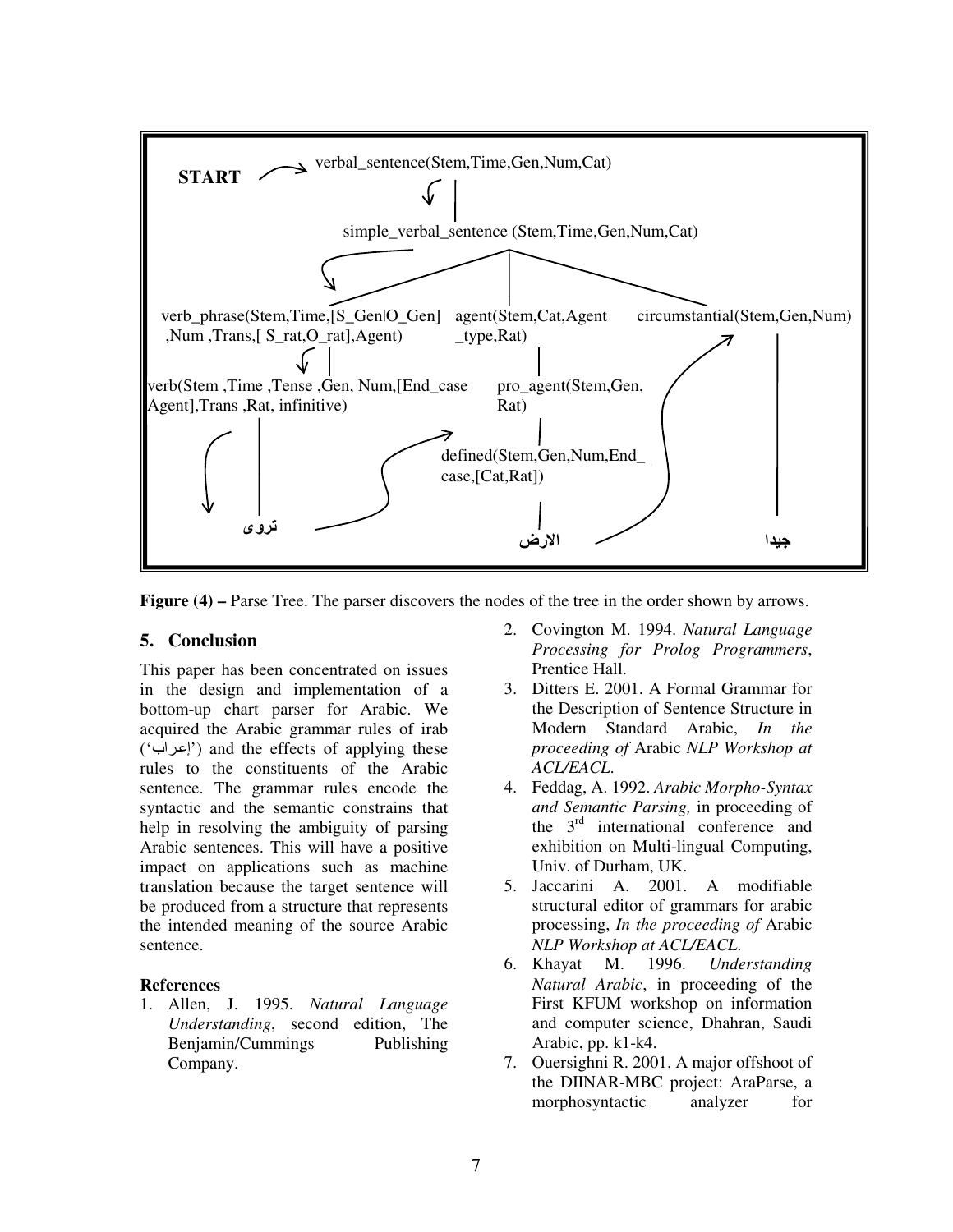START → verbal_sentence(Stem,Time,Gen,Num,Cat)

simple_verbal_sentence (Stem,Time,Gen,Num,Cat)

verb_phrase(Stem,Time,[S_Gen|O_Gen] ,Num ,Trans,[ S_rat,O_rat],Agent)

agent(Stem,Cat,Agent _type,Rat)

circumstantial(Stem,Gen,Num)

verb(Stem ,Time ,Tense ,Gen, Num,[End_case Agent],Trans ,Rat, infinitive)

pro_agent(Stem,Gen, Rat)

defined(Stem,Gen,Num,End_ case,[Cat,Rat])

تروى

الارض

جيدا

**Figure (4) –** Parse Tree. The parser discovers the nodes of the tree in the order shown by arrows.

## 5. Conclusion

This paper has been concentrated on issues in the design and implementation of a bottom-up chart parser for Arabic. We acquired the Arabic grammar rules of irab ('إعراب') and the effects of applying these rules to the constituents of the Arabic sentence. The grammar rules encode the syntactic and the semantic constrains that help in resolving the ambiguity of parsing Arabic sentences. This will have a positive impact on applications such as machine translation because the target sentence will be produced from a structure that represents the intended meaning of the source Arabic sentence.

### References

1. Allen, J. 1995. *Natural Language Understanding*, second edition, The Benjamin/Cummings Publishing Company.
2. Covington M. 1994. *Natural Language Processing for Prolog Programmers*, Prentice Hall.
3. Ditters E. 2001. A Formal Grammar for the Description of Sentence Structure in Modern Standard Arabic, *In the proceeding of* Arabic *NLP Workshop at ACL/EACL.*
4. Feddag, A. 1992. *Arabic Morpho-Syntax and Semantic Parsing,* in proceeding of the 3rd international conference and exhibition on Multi-lingual Computing, Univ. of Durham, UK.
5. Jaccarini A. 2001. A modifiable structural editor of grammars for arabic processing, *In the proceeding of* Arabic *NLP Workshop at ACL/EACL.*
6. Khayat M. 1996. *Understanding Natural Arabic*, in proceeding of the First KFUM workshop on information and computer science, Dhahran, Saudi Arabic, pp. k1-k4.
7. Ouersighni R. 2001. A major offshoot of the DIINAR-MBC project: AraParse, a morphosyntactic analyzer for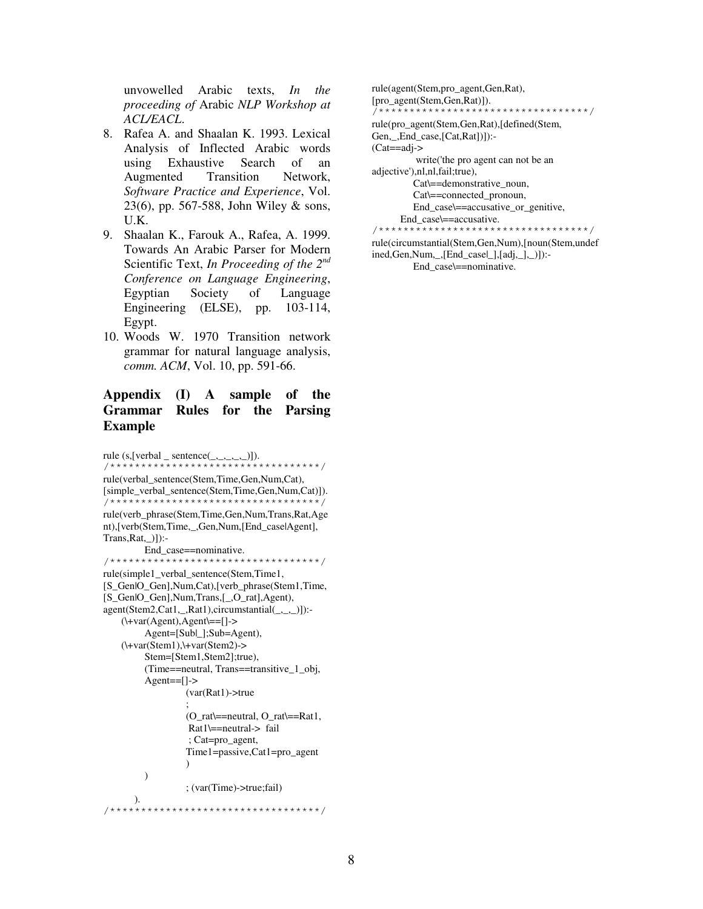unvowelled Arabic texts, *In the proceeding of* Arabic *NLP Workshop at ACL/EACL*.

8. Rafea A. and Shaalan K. 1993. Lexical Analysis of Inflected Arabic words using Exhaustive Search of an Augmented Transition Network, *Software Practice and Experience*, Vol. 23(6), pp. 567-588, John Wiley & sons, U.K.
9. Shaalan K., Farouk A., Rafea, A. 1999. Towards An Arabic Parser for Modern Scientific Text, *In Proceeding of the 2nd Conference on Language Engineering*, Egyptian Society of Language Engineering (ELSE), pp. 103-114, Egypt.
10. Woods W. 1970 Transition network grammar for natural language analysis, *comm. ACM*, Vol. 10, pp. 591-66.

## Appendix (I) A sample of the Grammar Rules for the Parsing Example

```
rule (s,[verbal _ sentence(_,_,_,_,_)]).
/***********************************/
rule(verbal_sentence(Stem,Time,Gen,Num,Cat),
[simple_verbal_sentence(Stem,Time,Gen,Num,Cat)]).
/***********************************/
rule(verb_phrase(Stem,Time,Gen,Num,Trans,Rat,Age
nt),[verb(Stem,Time,_,Gen,Num,[End_case|Agent],
Trans,Rat,_)]):-
        End_case==nominative.
/***********************************/
rule(simple1_verbal_sentence(Stem,Time1,
[S_Gen|O_Gen],Num,Cat),[verb_phrase(Stem1,Time,
[S_Gen|O_Gen],Num,Trans,[_,O_rat],Agent),
agent(Stem2,Cat1,_,Rat1),circumstantial(_,_,_)]):-
    (\+var(Agent),Agent\==[]->
        Agent=[Sub|_];Sub=Agent),
    (\+var(Stem1),\+var(Stem2)->
        Stem=[Stem1,Stem2];true),
        (Time==neutral, Trans==transitive_1_obj,
        Agent==[]->
                (var(Rat1)->true
                ;
                (O_rat\==neutral, O_rat\==Rat1,
                 Rat1\==neutral-> fail
                 ; Cat=pro_agent,
                Time1=passive,Cat1=pro_agent
                )
        )
                ; (var(Time)->true;fail)
    ).
/***********************************/
rule(agent(Stem,pro_agent,Gen,Rat),
[pro_agent(Stem,Gen,Rat)]).
/***********************************/
rule(pro_agent(Stem,Gen,Rat),[defined(Stem,
Gen,_,End_case,[Cat,Rat])]):-
(Cat==adj->
        write('the pro agent can not be an
adjective'),nl,nl,fail;true),
        Cat\==demonstrative_noun,
        Cat\==connected_pronoun,
        End_case\==accusative_or_genitive,
    End_case\==accusative.
/***********************************/
rule(circumstantial(Stem,Gen,Num),[noun(Stem,undef
ined,Gen,Num,_,[End_case|_],[adj,_],_)]):-
        End_case\==nominative.
```